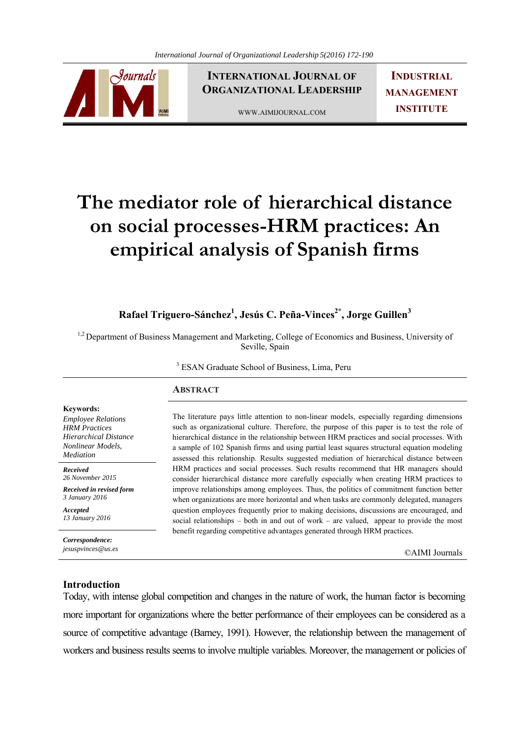# The mediator role of hierarchical distance on social processes-HRM practices: An empirical analysis of Spanish firms

**Rafael Triguero-Sánchez[1], Jesús C. Peña-Vinces[2*], Jorge Guillen[3]**

[1,2] Department of Business Management and Marketing, College of Economics and Business, University of Seville, Spain

[3] ESAN Graduate School of Business, Lima, Peru

**Keywords:**
*Employee Relations*
*HRM Practices*
*Hierarchical Distance*
*Nonlinear Models,*
*Mediation*

***Received***
*26 November 2015*

***Received in revised form***
*3 January 2016*

***Accepted***
*13 January 2016*

***Correspondence:***
*jesuspvinces@us.es*

## Abstract

The literature pays little attention to non-linear models, especially regarding dimensions such as organizational culture. Therefore, the purpose of this paper is to test the role of hierarchical distance in the relationship between HRM practices and social processes. With a sample of 102 Spanish firms and using partial least squares structural equation modeling assessed this relationship. Results suggested mediation of hierarchical distance between HRM practices and social processes. Such results recommend that HR managers should consider hierarchical distance more carefully especially when creating HRM practices to improve relationships among employees. Thus, the politics of commitment function better when organizations are more horizontal and when tasks are commonly delegated, managers question employees frequently prior to making decisions, discussions are encouraged, and social relationships – both in and out of work – are valued, appear to provide the most benefit regarding competitive advantages generated through HRM practices.

©AIMI Journals

## Introduction

Today, with intense global competition and changes in the nature of work, the human factor is becoming more important for organizations where the better performance of their employees can be considered as a source of competitive advantage (Barney, 1991). However, the relationship between the management of workers and business results seems to involve multiple variables. Moreover, the management or policies of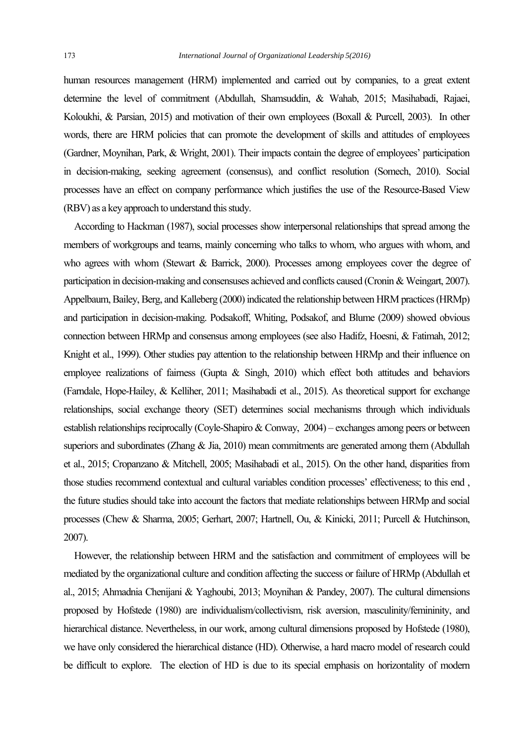human resources management (HRM) implemented and carried out by companies, to a great extent determine the level of commitment (Abdullah, Shamsuddin, & Wahab, 2015; Masihabadi, Rajaei, Koloukhi, & Parsian, 2015) and motivation of their own employees (Boxall & Purcell, 2003). In other words, there are HRM policies that can promote the development of skills and attitudes of employees (Gardner, Moynihan, Park, & Wright, 2001). Their impacts contain the degree of employees' participation in decision-making, seeking agreement (consensus), and conflict resolution (Somech, 2010). Social processes have an effect on company performance which justifies the use of the Resource-Based View (RBV) as a key approach to understand this study.

According to Hackman (1987), social processes show interpersonal relationships that spread among the members of workgroups and teams, mainly concerning who talks to whom, who argues with whom, and who agrees with whom (Stewart & Barrick, 2000). Processes among employees cover the degree of participation in decision-making and consensuses achieved and conflicts caused (Cronin & Weingart, 2007). Appelbaum, Bailey, Berg, and Kalleberg (2000) indicated the relationship between HRM practices (HRMp) and participation in decision-making. Podsakoff, Whiting, Podsakof, and Blume (2009) showed obvious connection between HRMp and consensus among employees (see also Hadifz, Hoesni, & Fatimah, 2012; Knight et al., 1999). Other studies pay attention to the relationship between HRMp and their influence on employee realizations of fairness (Gupta & Singh, 2010) which effect both attitudes and behaviors (Farndale, Hope-Hailey, & Kelliher, 2011; Masihabadi et al., 2015). As theoretical support for exchange relationships, social exchange theory (SET) determines social mechanisms through which individuals establish relationships reciprocally (Coyle-Shapiro & Conway, 2004) – exchanges among peers or between superiors and subordinates (Zhang & Jia, 2010) mean commitments are generated among them (Abdullah et al., 2015; Cropanzano & Mitchell, 2005; Masihabadi et al., 2015). On the other hand, disparities from those studies recommend contextual and cultural variables condition processes' effectiveness; to this end , the future studies should take into account the factors that mediate relationships between HRMp and social processes (Chew & Sharma, 2005; Gerhart, 2007; Hartnell, Ou, & Kinicki, 2011; Purcell & Hutchinson, 2007).

However, the relationship between HRM and the satisfaction and commitment of employees will be mediated by the organizational culture and condition affecting the success or failure of HRMp (Abdullah et al., 2015; Ahmadnia Chenijani & Yaghoubi, 2013; Moynihan & Pandey, 2007). The cultural dimensions proposed by Hofstede (1980) are individualism/collectivism, risk aversion, masculinity/femininity, and hierarchical distance. Nevertheless, in our work, among cultural dimensions proposed by Hofstede (1980), we have only considered the hierarchical distance (HD). Otherwise, a hard macro model of research could be difficult to explore. The election of HD is due to its special emphasis on horizontality of modern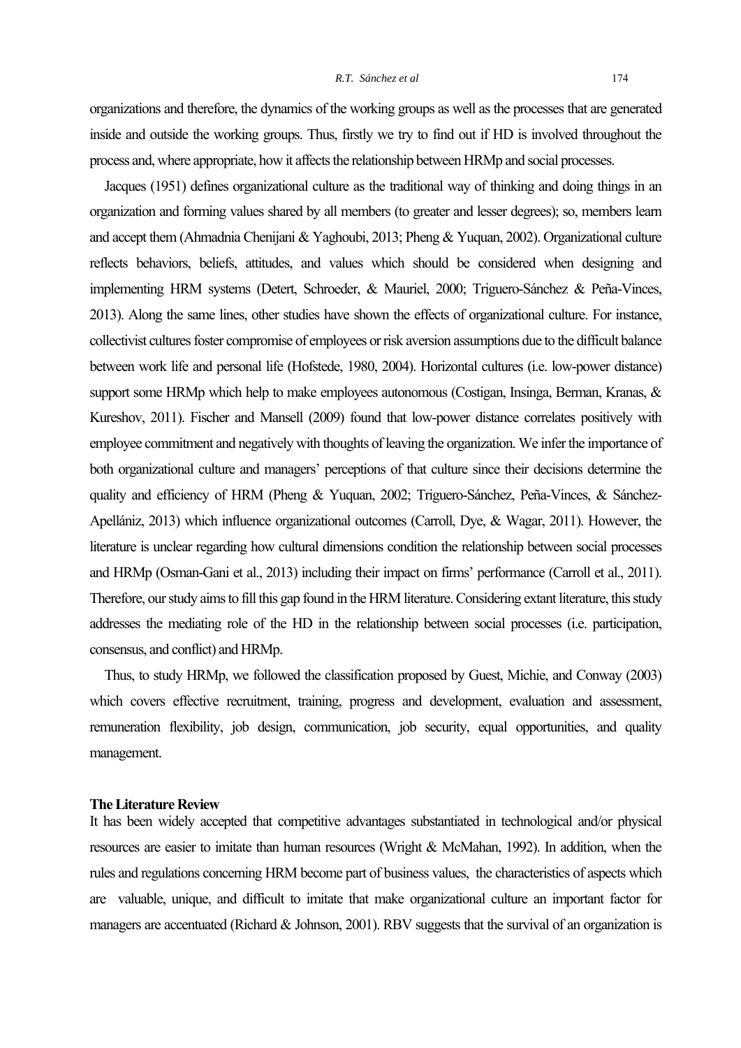organizations and therefore, the dynamics of the working groups as well as the processes that are generated inside and outside the working groups. Thus, firstly we try to find out if HD is involved throughout the process and, where appropriate, how it affects the relationship between HRMp and social processes.

Jacques (1951) defines organizational culture as the traditional way of thinking and doing things in an organization and forming values shared by all members (to greater and lesser degrees); so, members learn and accept them (Ahmadnia Chenijani & Yaghoubi, 2013; Pheng & Yuquan, 2002). Organizational culture reflects behaviors, beliefs, attitudes, and values which should be considered when designing and implementing HRM systems (Detert, Schroeder, & Mauriel, 2000; Triguero-Sánchez & Peña-Vinces, 2013). Along the same lines, other studies have shown the effects of organizational culture. For instance, collectivist cultures foster compromise of employees or risk aversion assumptions due to the difficult balance between work life and personal life (Hofstede, 1980, 2004). Horizontal cultures (i.e. low-power distance) support some HRMp which help to make employees autonomous (Costigan, Insinga, Berman, Kranas, & Kureshov, 2011). Fischer and Mansell (2009) found that low-power distance correlates positively with employee commitment and negatively with thoughts of leaving the organization. We infer the importance of both organizational culture and managers' perceptions of that culture since their decisions determine the quality and efficiency of HRM (Pheng & Yuquan, 2002; Triguero-Sánchez, Peña-Vinces, & Sánchez-Apellániz, 2013) which influence organizational outcomes (Carroll, Dye, & Wagar, 2011). However, the literature is unclear regarding how cultural dimensions condition the relationship between social processes and HRMp (Osman-Gani et al., 2013) including their impact on firms' performance (Carroll et al., 2011). Therefore, our study aims to fill this gap found in the HRM literature. Considering extant literature, this study addresses the mediating role of the HD in the relationship between social processes (i.e. participation, consensus, and conflict) and HRMp.

Thus, to study HRMp, we followed the classification proposed by Guest, Michie, and Conway (2003) which covers effective recruitment, training, progress and development, evaluation and assessment, remuneration flexibility, job design, communication, job security, equal opportunities, and quality management.

## The Literature Review

It has been widely accepted that competitive advantages substantiated in technological and/or physical resources are easier to imitate than human resources (Wright & McMahan, 1992). In addition, when the rules and regulations concerning HRM become part of business values, the characteristics of aspects which are valuable, unique, and difficult to imitate that make organizational culture an important factor for managers are accentuated (Richard & Johnson, 2001). RBV suggests that the survival of an organization is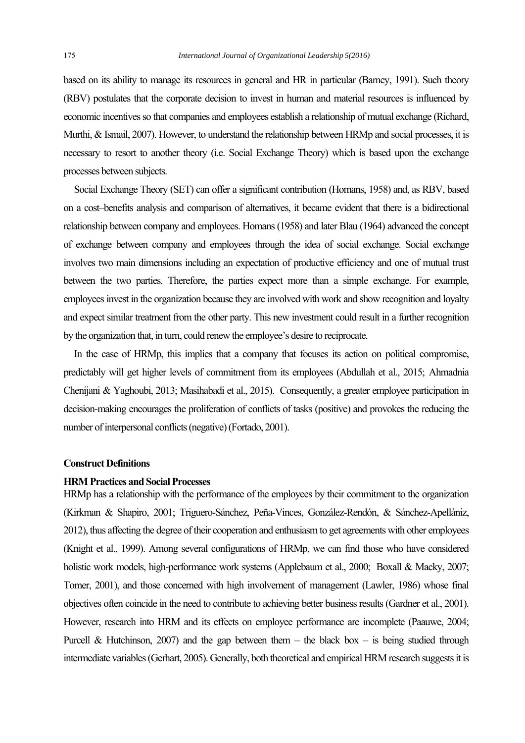based on its ability to manage its resources in general and HR in particular (Barney, 1991). Such theory (RBV) postulates that the corporate decision to invest in human and material resources is influenced by economic incentives so that companies and employees establish a relationship of mutual exchange (Richard, Murthi, & Ismail, 2007). However, to understand the relationship between HRMp and social processes, it is necessary to resort to another theory (i.e. Social Exchange Theory) which is based upon the exchange processes between subjects.

Social Exchange Theory (SET) can offer a significant contribution (Homans, 1958) and, as RBV, based on a cost–benefits analysis and comparison of alternatives, it became evident that there is a bidirectional relationship between company and employees. Homans (1958) and later Blau (1964) advanced the concept of exchange between company and employees through the idea of social exchange. Social exchange involves two main dimensions including an expectation of productive efficiency and one of mutual trust between the two parties. Therefore, the parties expect more than a simple exchange. For example, employees invest in the organization because they are involved with work and show recognition and loyalty and expect similar treatment from the other party. This new investment could result in a further recognition by the organization that, in turn, could renew the employee's desire to reciprocate.

In the case of HRMp, this implies that a company that focuses its action on political compromise, predictably will get higher levels of commitment from its employees (Abdullah et al., 2015; Ahmadnia Chenijani & Yaghoubi, 2013; Masihabadi et al., 2015). Consequently, a greater employee participation in decision-making encourages the proliferation of conflicts of tasks (positive) and provokes the reducing the number of interpersonal conflicts (negative) (Fortado, 2001).

## Construct Definitions

### HRM Practices and Social Processes

HRMp has a relationship with the performance of the employees by their commitment to the organization (Kirkman & Shapiro, 2001; Triguero-Sánchez, Peña-Vinces, González-Rendón, & Sánchez-Apellániz, 2012), thus affecting the degree of their cooperation and enthusiasm to get agreements with other employees (Knight et al., 1999). Among several configurations of HRMp, we can find those who have considered holistic work models, high-performance work systems (Applebaum et al., 2000; Boxall & Macky, 2007; Tomer, 2001), and those concerned with high involvement of management (Lawler, 1986) whose final objectives often coincide in the need to contribute to achieving better business results (Gardner et al., 2001). However, research into HRM and its effects on employee performance are incomplete (Paauwe, 2004; Purcell & Hutchinson, 2007) and the gap between them – the black box – is being studied through intermediate variables (Gerhart, 2005). Generally, both theoretical and empirical HRM research suggests it is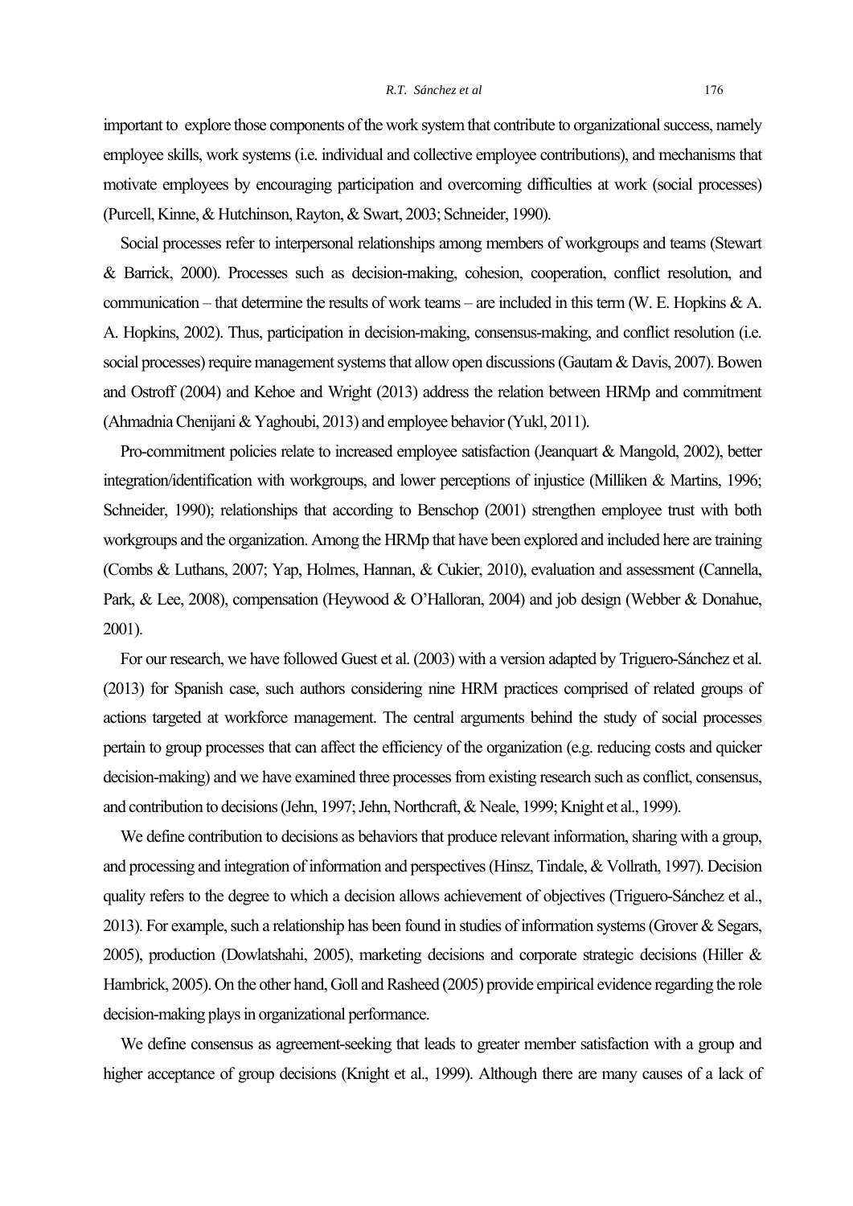important to explore those components of the work system that contribute to organizational success, namely employee skills, work systems (i.e. individual and collective employee contributions), and mechanisms that motivate employees by encouraging participation and overcoming difficulties at work (social processes) (Purcell, Kinne, & Hutchinson, Rayton, & Swart, 2003; Schneider, 1990).

Social processes refer to interpersonal relationships among members of workgroups and teams (Stewart & Barrick, 2000). Processes such as decision-making, cohesion, cooperation, conflict resolution, and communication – that determine the results of work teams – are included in this term (W. E. Hopkins & A. A. Hopkins, 2002). Thus, participation in decision-making, consensus-making, and conflict resolution (i.e. social processes) require management systems that allow open discussions (Gautam & Davis, 2007). Bowen and Ostroff (2004) and Kehoe and Wright (2013) address the relation between HRMp and commitment (Ahmadnia Chenijani & Yaghoubi, 2013) and employee behavior (Yukl, 2011).

Pro-commitment policies relate to increased employee satisfaction (Jeanquart & Mangold, 2002), better integration/identification with workgroups, and lower perceptions of injustice (Milliken & Martins, 1996; Schneider, 1990); relationships that according to Benschop (2001) strengthen employee trust with both workgroups and the organization. Among the HRMp that have been explored and included here are training (Combs & Luthans, 2007; Yap, Holmes, Hannan, & Cukier, 2010), evaluation and assessment (Cannella, Park, & Lee, 2008), compensation (Heywood & O'Halloran, 2004) and job design (Webber & Donahue, 2001).

For our research, we have followed Guest et al. (2003) with a version adapted by Triguero-Sánchez et al. (2013) for Spanish case, such authors considering nine HRM practices comprised of related groups of actions targeted at workforce management. The central arguments behind the study of social processes pertain to group processes that can affect the efficiency of the organization (e.g. reducing costs and quicker decision-making) and we have examined three processes from existing research such as conflict, consensus, and contribution to decisions (Jehn, 1997; Jehn, Northcraft, & Neale, 1999; Knight et al., 1999).

We define contribution to decisions as behaviors that produce relevant information, sharing with a group, and processing and integration of information and perspectives (Hinsz, Tindale, & Vollrath, 1997). Decision quality refers to the degree to which a decision allows achievement of objectives (Triguero-Sánchez et al., 2013). For example, such a relationship has been found in studies of information systems (Grover & Segars, 2005), production (Dowlatshahi, 2005), marketing decisions and corporate strategic decisions (Hiller & Hambrick, 2005). On the other hand, Goll and Rasheed (2005) provide empirical evidence regarding the role decision-making plays in organizational performance.

We define consensus as agreement-seeking that leads to greater member satisfaction with a group and higher acceptance of group decisions (Knight et al., 1999). Although there are many causes of a lack of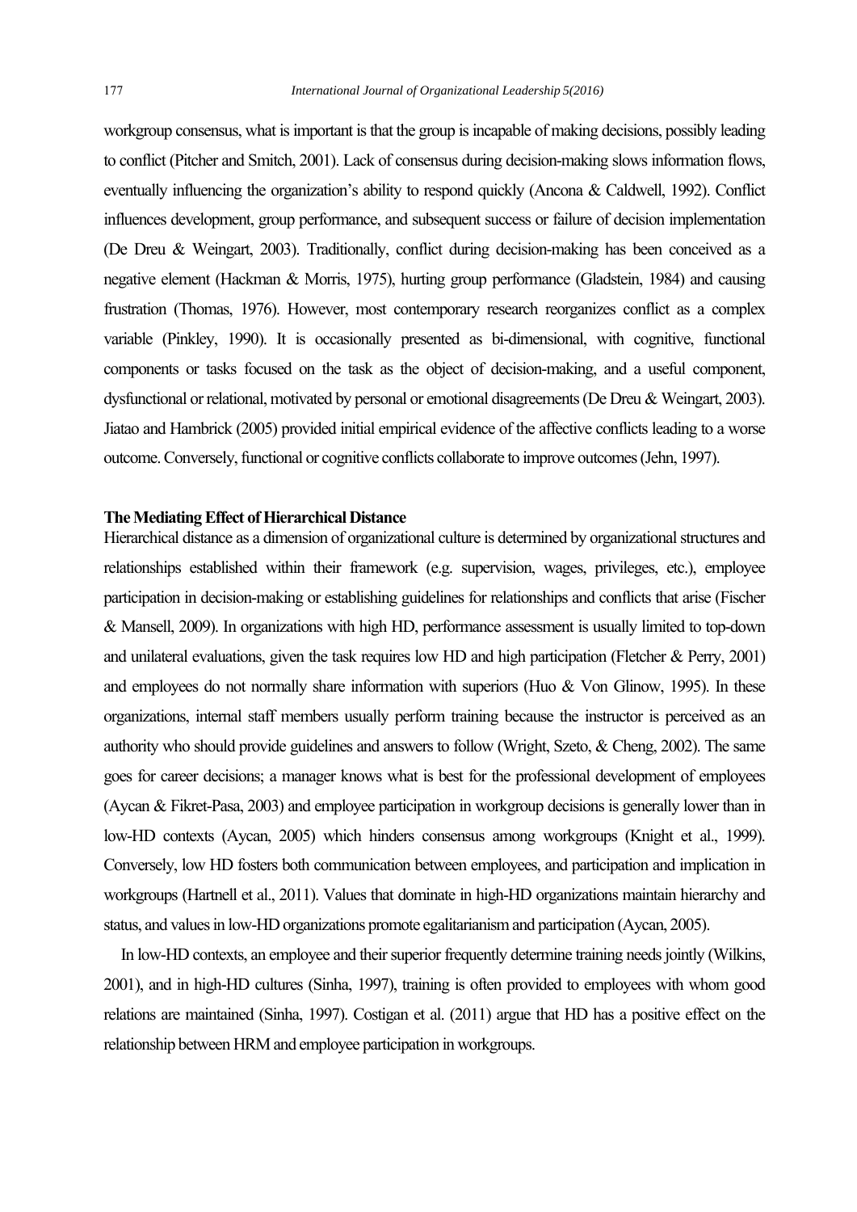workgroup consensus, what is important is that the group is incapable of making decisions, possibly leading to conflict (Pitcher and Smitch, 2001). Lack of consensus during decision-making slows information flows, eventually influencing the organization's ability to respond quickly (Ancona & Caldwell, 1992). Conflict influences development, group performance, and subsequent success or failure of decision implementation (De Dreu & Weingart, 2003). Traditionally, conflict during decision-making has been conceived as a negative element (Hackman & Morris, 1975), hurting group performance (Gladstein, 1984) and causing frustration (Thomas, 1976). However, most contemporary research reorganizes conflict as a complex variable (Pinkley, 1990). It is occasionally presented as bi-dimensional, with cognitive, functional components or tasks focused on the task as the object of decision-making, and a useful component, dysfunctional or relational, motivated by personal or emotional disagreements (De Dreu & Weingart, 2003). Jiatao and Hambrick (2005) provided initial empirical evidence of the affective conflicts leading to a worse outcome. Conversely, functional or cognitive conflicts collaborate to improve outcomes (Jehn, 1997).

**The Mediating Effect of Hierarchical Distance**

Hierarchical distance as a dimension of organizational culture is determined by organizational structures and relationships established within their framework (e.g. supervision, wages, privileges, etc.), employee participation in decision-making or establishing guidelines for relationships and conflicts that arise (Fischer & Mansell, 2009). In organizations with high HD, performance assessment is usually limited to top-down and unilateral evaluations, given the task requires low HD and high participation (Fletcher & Perry, 2001) and employees do not normally share information with superiors (Huo & Von Glinow, 1995). In these organizations, internal staff members usually perform training because the instructor is perceived as an authority who should provide guidelines and answers to follow (Wright, Szeto, & Cheng, 2002). The same goes for career decisions; a manager knows what is best for the professional development of employees (Aycan & Fikret-Pasa, 2003) and employee participation in workgroup decisions is generally lower than in low-HD contexts (Aycan, 2005) which hinders consensus among workgroups (Knight et al., 1999). Conversely, low HD fosters both communication between employees, and participation and implication in workgroups (Hartnell et al., 2011). Values that dominate in high-HD organizations maintain hierarchy and status, and values in low-HD organizations promote egalitarianism and participation (Aycan, 2005).

In low-HD contexts, an employee and their superior frequently determine training needs jointly (Wilkins, 2001), and in high-HD cultures (Sinha, 1997), training is often provided to employees with whom good relations are maintained (Sinha, 1997). Costigan et al. (2011) argue that HD has a positive effect on the relationship between HRM and employee participation in workgroups.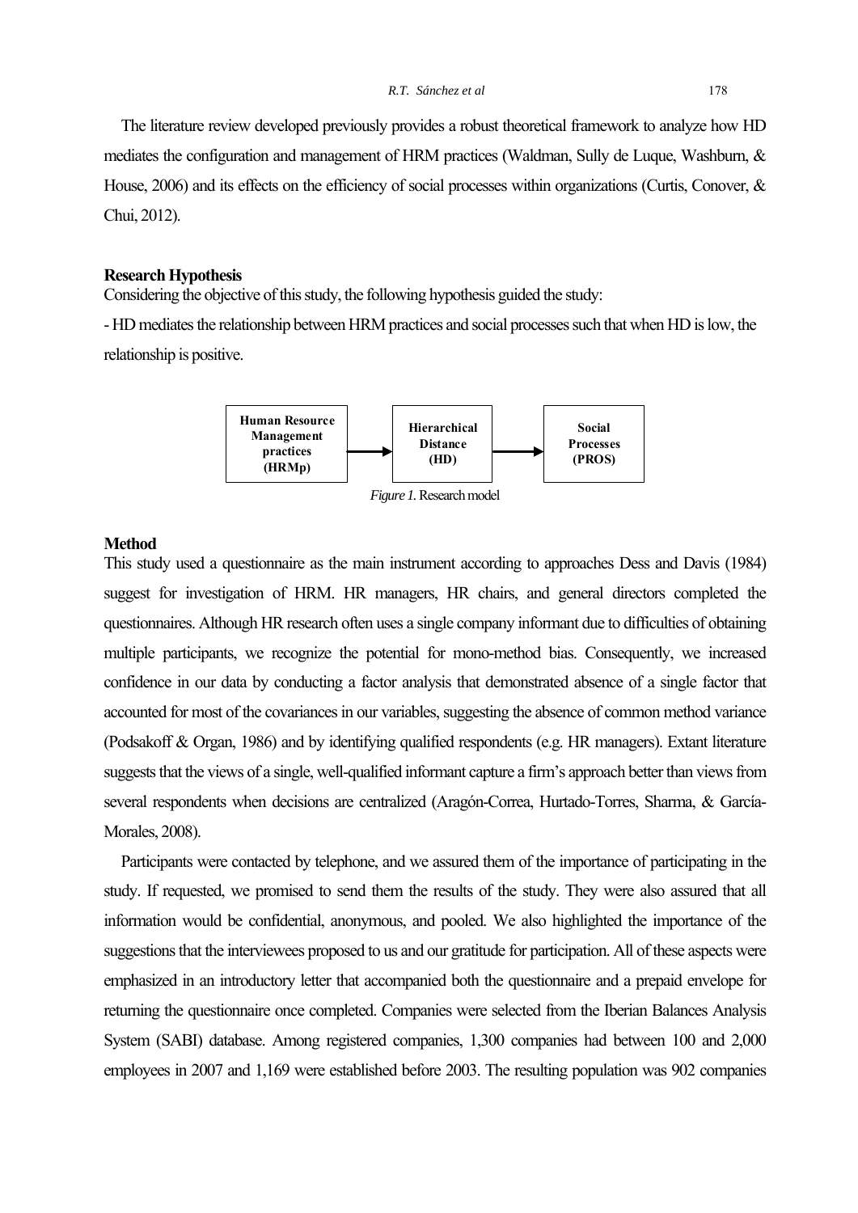The literature review developed previously provides a robust theoretical framework to analyze how HD mediates the configuration and management of HRM practices (Waldman, Sully de Luque, Washburn, & House, 2006) and its effects on the efficiency of social processes within organizations (Curtis, Conover, & Chui, 2012).

**Research Hypothesis**

Considering the objective of this study, the following hypothesis guided the study:

- HD mediates the relationship between HRM practices and social processes such that when HD is low, the relationship is positive.

**Human Resource Management practices (HRMp)** → **Hierarchical Distance (HD)** → **Social Processes (PROS)**

*Figure 1.* Research model

**Method**

This study used a questionnaire as the main instrument according to approaches Dess and Davis (1984) suggest for investigation of HRM. HR managers, HR chairs, and general directors completed the questionnaires. Although HR research often uses a single company informant due to difficulties of obtaining multiple participants, we recognize the potential for mono-method bias. Consequently, we increased confidence in our data by conducting a factor analysis that demonstrated absence of a single factor that accounted for most of the covariances in our variables, suggesting the absence of common method variance (Podsakoff & Organ, 1986) and by identifying qualified respondents (e.g. HR managers). Extant literature suggests that the views of a single, well-qualified informant capture a firm's approach better than views from several respondents when decisions are centralized (Aragón-Correa, Hurtado-Torres, Sharma, & García-Morales, 2008).

Participants were contacted by telephone, and we assured them of the importance of participating in the study. If requested, we promised to send them the results of the study. They were also assured that all information would be confidential, anonymous, and pooled. We also highlighted the importance of the suggestions that the interviewees proposed to us and our gratitude for participation. All of these aspects were emphasized in an introductory letter that accompanied both the questionnaire and a prepaid envelope for returning the questionnaire once completed. Companies were selected from the Iberian Balances Analysis System (SABI) database. Among registered companies, 1,300 companies had between 100 and 2,000 employees in 2007 and 1,169 were established before 2003. The resulting population was 902 companies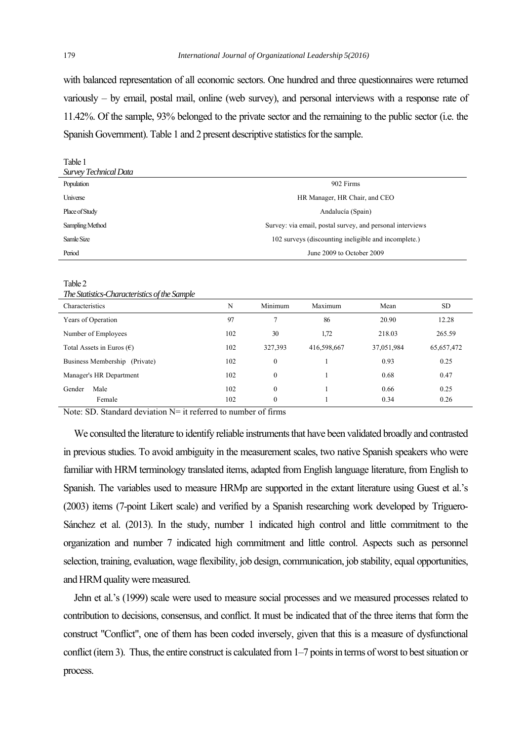with balanced representation of all economic sectors. One hundred and three questionnaires were returned variously – by email, postal mail, online (web survey), and personal interviews with a response rate of 11.42%. Of the sample, 93% belonged to the private sector and the remaining to the public sector (i.e. the Spanish Government). Table 1 and 2 present descriptive statistics for the sample.

Table 1
*Survey Technical Data*

| | |
|---|---|
| Population | 902 Firms |
| Universe | HR Manager, HR Chair, and CEO |
| Place of Study | Andalucía (Spain) |
| Sampling Method | Survey: via email, postal survey, and personal interviews |
| Samle Size | 102 surveys (discounting ineligible and incomplete.) |
| Period | June 2009 to October 2009 |

Table 2
*The Statistics-Characteristics of the Sample*

| Characteristics | N | Minimum | Maximum | Mean | SD |
|---|---|---|---|---|---|
| Years of Operation | 97 | 7 | 86 | 20.90 | 12.28 |
| Number of Employees | 102 | 30 | 1,72 | 218.03 | 265.59 |
| Total Assets in Euros (€) | 102 | 327,393 | 416,598,667 | 37,051,984 | 65,657,472 |
| Business Membership (Private) | 102 | 0 | 1 | 0.93 | 0.25 |
| Manager's HR Department | 102 | 0 | 1 | 0.68 | 0.47 |
| Gender Male | 102 | 0 | 1 | 0.66 | 0.25 |
| Female | 102 | 0 | 1 | 0.34 | 0.26 |

Note: SD. Standard deviation N= it referred to number of firms

We consulted the literature to identify reliable instruments that have been validated broadly and contrasted in previous studies. To avoid ambiguity in the measurement scales, two native Spanish speakers who were familiar with HRM terminology translated items, adapted from English language literature, from English to Spanish. The variables used to measure HRMp are supported in the extant literature using Guest et al.'s (2003) items (7-point Likert scale) and verified by a Spanish researching work developed by Triguero-Sánchez et al. (2013). In the study, number 1 indicated high control and little commitment to the organization and number 7 indicated high commitment and little control. Aspects such as personnel selection, training, evaluation, wage flexibility, job design, communication, job stability, equal opportunities, and HRM quality were measured.

Jehn et al.'s (1999) scale were used to measure social processes and we measured processes related to contribution to decisions, consensus, and conflict. It must be indicated that of the three items that form the construct "Conflict", one of them has been coded inversely, given that this is a measure of dysfunctional conflict (item 3). Thus, the entire construct is calculated from 1–7 points in terms of worst to best situation or process.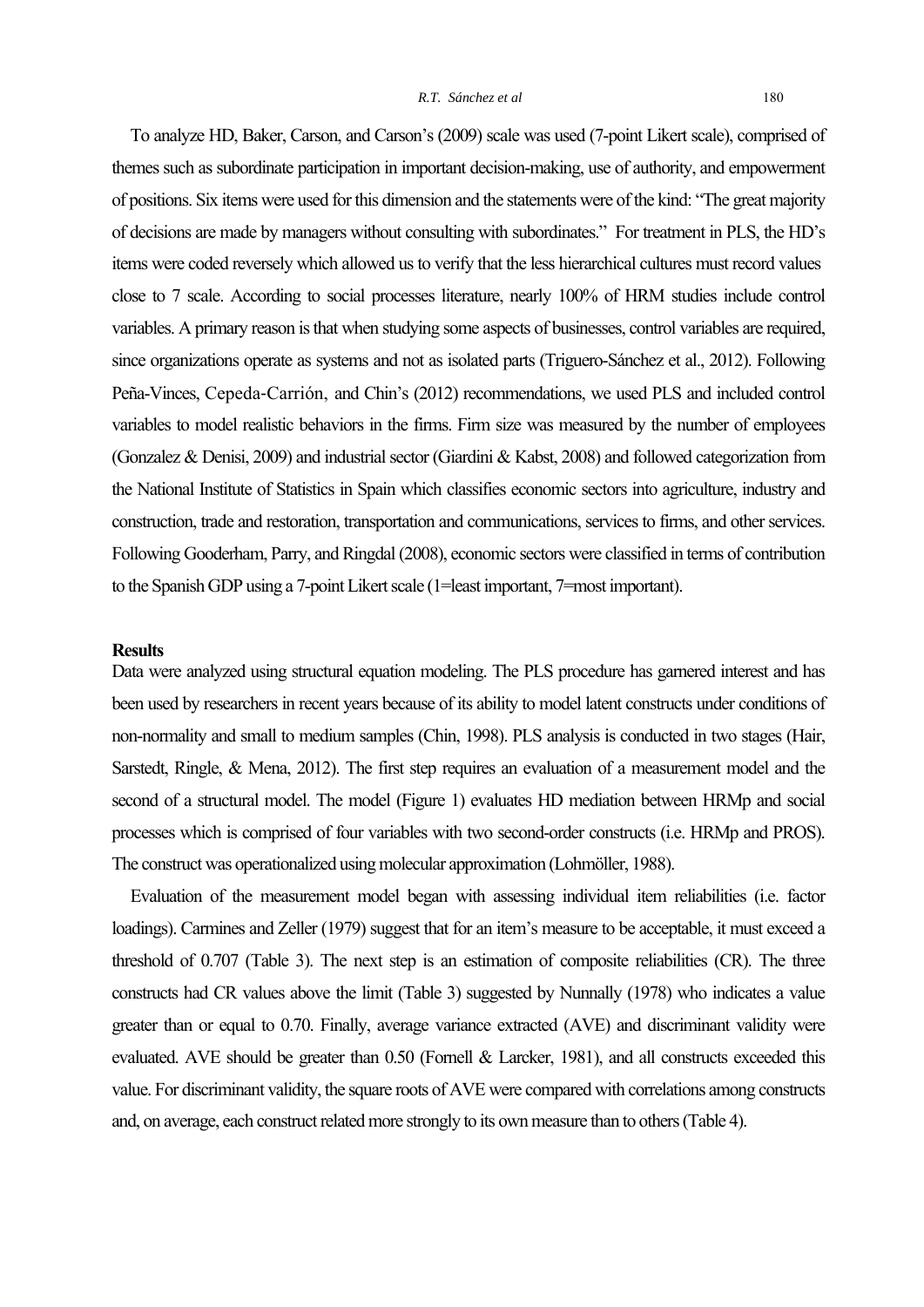To analyze HD, Baker, Carson, and Carson's (2009) scale was used (7-point Likert scale), comprised of themes such as subordinate participation in important decision-making, use of authority, and empowerment of positions. Six items were used for this dimension and the statements were of the kind: "The great majority of decisions are made by managers without consulting with subordinates." For treatment in PLS, the HD's items were coded reversely which allowed us to verify that the less hierarchical cultures must record values close to 7 scale. According to social processes literature, nearly 100% of HRM studies include control variables. A primary reason is that when studying some aspects of businesses, control variables are required, since organizations operate as systems and not as isolated parts (Triguero-Sánchez et al., 2012). Following Peña-Vinces, Cepeda-Carrión, and Chin's (2012) recommendations, we used PLS and included control variables to model realistic behaviors in the firms. Firm size was measured by the number of employees (Gonzalez & Denisi, 2009) and industrial sector (Giardini & Kabst, 2008) and followed categorization from the National Institute of Statistics in Spain which classifies economic sectors into agriculture, industry and construction, trade and restoration, transportation and communications, services to firms, and other services. Following Gooderham, Parry, and Ringdal (2008), economic sectors were classified in terms of contribution to the Spanish GDP using a 7-point Likert scale (1=least important, 7=most important).

## Results

Data were analyzed using structural equation modeling. The PLS procedure has garnered interest and has been used by researchers in recent years because of its ability to model latent constructs under conditions of non-normality and small to medium samples (Chin, 1998). PLS analysis is conducted in two stages (Hair, Sarstedt, Ringle, & Mena, 2012). The first step requires an evaluation of a measurement model and the second of a structural model. The model (Figure 1) evaluates HD mediation between HRMp and social processes which is comprised of four variables with two second-order constructs (i.e. HRMp and PROS). The construct was operationalized using molecular approximation (Lohmöller, 1988).

Evaluation of the measurement model began with assessing individual item reliabilities (i.e. factor loadings). Carmines and Zeller (1979) suggest that for an item's measure to be acceptable, it must exceed a threshold of 0.707 (Table 3). The next step is an estimation of composite reliabilities (CR). The three constructs had CR values above the limit (Table 3) suggested by Nunnally (1978) who indicates a value greater than or equal to 0.70. Finally, average variance extracted (AVE) and discriminant validity were evaluated. AVE should be greater than 0.50 (Fornell & Larcker, 1981), and all constructs exceeded this value. For discriminant validity, the square roots of AVE were compared with correlations among constructs and, on average, each construct related more strongly to its own measure than to others (Table 4).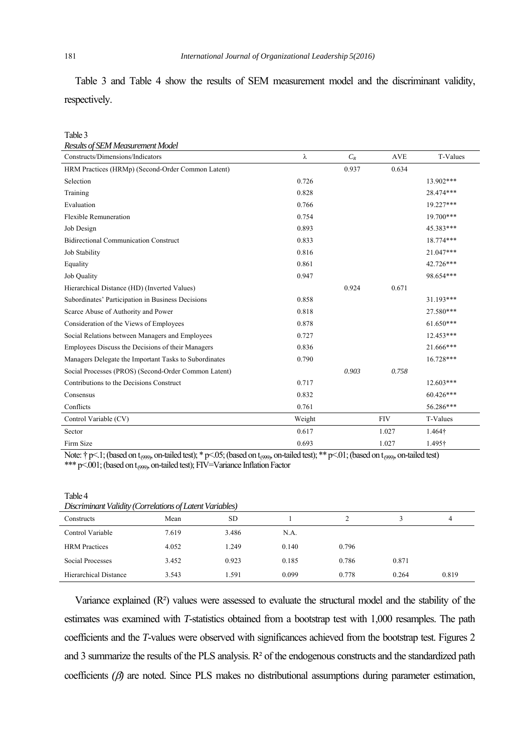Table 3 and Table 4 show the results of SEM measurement model and the discriminant validity, respectively.

Table 3

*Results of SEM Measurement Model*

| Constructs/Dimensions/Indicators | λ | $C_R$ | AVE | T-Values |
|---|---|---|---|---|
| HRM Practices (HRMp) (Second-Order Common Latent) | | 0.937 | 0.634 | |
| Selection | 0.726 | | | 13.902*** |
| Training | 0.828 | | | 28.474*** |
| Evaluation | 0.766 | | | 19.227*** |
| Flexible Remuneration | 0.754 | | | 19.700*** |
| Job Design | 0.893 | | | 45.383*** |
| Bidirectional Communication Construct | 0.833 | | | 18.774*** |
| Job Stability | 0.816 | | | 21.047*** |
| Equality | 0.861 | | | 42.726*** |
| Job Quality | 0.947 | | | 98.654*** |
| Hierarchical Distance (HD) (Inverted Values) | | 0.924 | 0.671 | |
| Subordinates' Participation in Business Decisions | 0.858 | | | 31.193*** |
| Scarce Abuse of Authority and Power | 0.818 | | | 27.580*** |
| Consideration of the Views of Employees | 0.878 | | | 61.650*** |
| Social Relations between Managers and Employees | 0.727 | | | 12.453*** |
| Employees Discuss the Decisions of their Managers | 0.836 | | | 21.666*** |
| Managers Delegate the Important Tasks to Subordinates | 0.790 | | | 16.728*** |
| Social Processes (PROS) (Second-Order Common Latent) | | *0.903* | *0.758* | |
| Contributions to the Decisions Construct | 0.717 | | | 12.603*** |
| Consensus | 0.832 | | | 60.426*** |
| Conflicts | 0.761 | | | 56.286*** |
| Control Variable (CV) | Weight | | FIV | T-Values |
| Sector | 0.617 | | 1.027 | 1.464† |
| Firm Size | 0.693 | | 1.027 | 1.495† |

Note: † p<.1; (based on $t_{(999)}$, on-tailed test); * p<.05; (based on $t_{(999)}$, on-tailed test); ** p<.01; (based on $t_{(999)}$, on-tailed test) *** p<.001; (based on $t_{(999)}$, on-tailed test); FIV=Variance Inflation Factor

Table 4

*Discriminant Validity (Correlations of Latent Variables)*

| Constructs | Mean | SD | 1 | 2 | 3 | 4 |
|---|---|---|---|---|---|---|
| Control Variable | 7.619 | 3.486 | N.A. | | | |
| HRM Practices | 4.052 | 1.249 | 0.140 | 0.796 | | |
| Social Processes | 3.452 | 0.923 | 0.185 | 0.786 | 0.871 | |
| Hierarchical Distance | 3.543 | 1.591 | 0.099 | 0.778 | 0.264 | 0.819 |

Variance explained ($R^2$) values were assessed to evaluate the structural model and the stability of the estimates was examined with *T*-statistics obtained from a bootstrap test with 1,000 resamples. The path coefficients and the *T*-values were observed with significances achieved from the bootstrap test. Figures 2 and 3 summarize the results of the PLS analysis. $R^2$ of the endogenous constructs and the standardized path coefficients *($\beta$)* are noted. Since PLS makes no distributional assumptions during parameter estimation,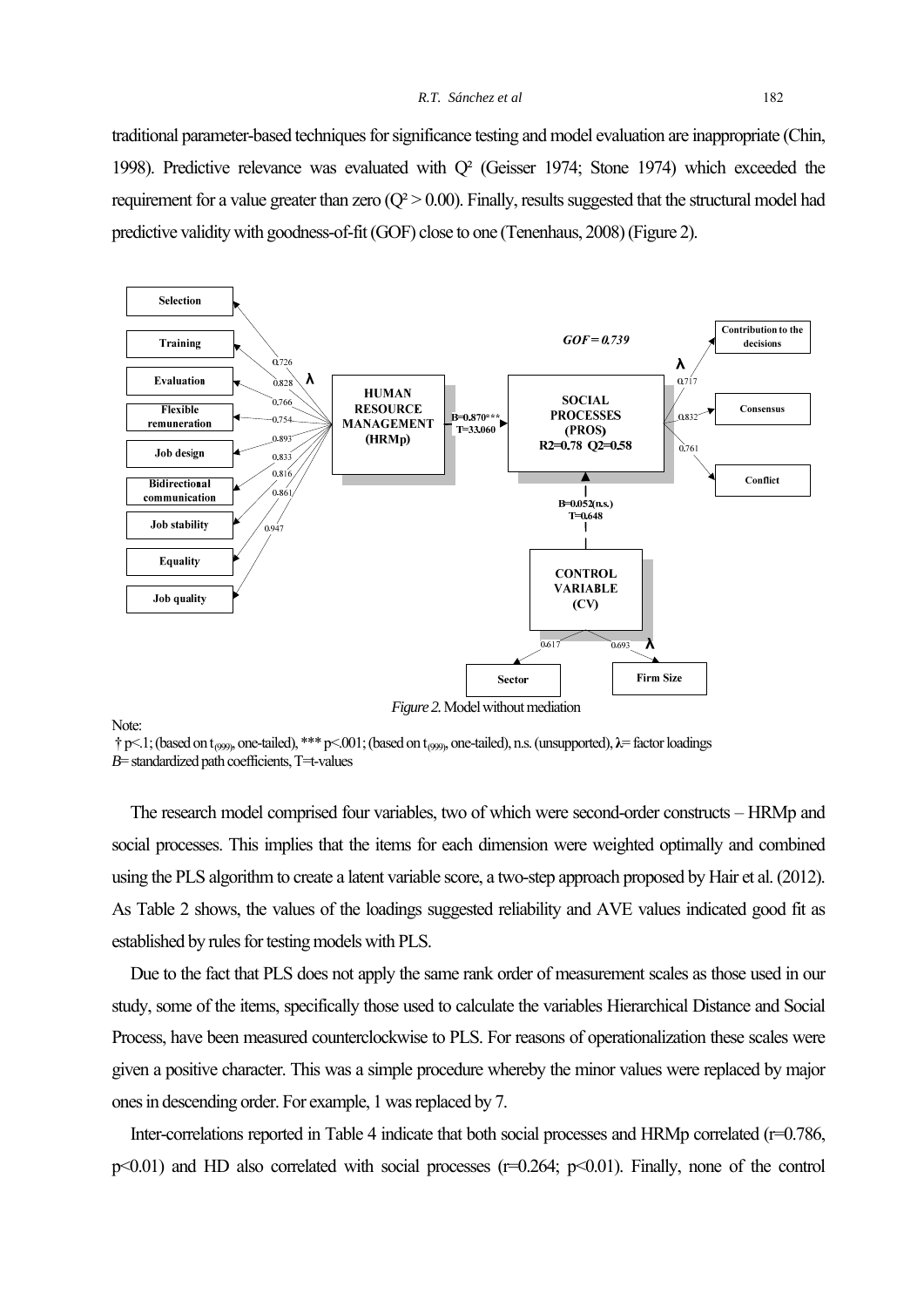traditional parameter-based techniques for significance testing and model evaluation are inappropriate (Chin, 1998). Predictive relevance was evaluated with Q² (Geisser 1974; Stone 1974) which exceeded the requirement for a value greater than zero (Q² > 0.00). Finally, results suggested that the structural model had predictive validity with goodness-of-fit (GOF) close to one (Tenenhaus, 2008) (Figure 2).

*Figure 2.* Model without mediation

Note:
† p<.1; (based on $t_{(999)}$, one-tailed), *** p<.001; (based on $t_{(999)}$, one-tailed), n.s. (unsupported), λ= factor loadings
*B*= standardized path coefficients, T=t-values

The research model comprised four variables, two of which were second-order constructs – HRMp and social processes. This implies that the items for each dimension were weighted optimally and combined using the PLS algorithm to create a latent variable score, a two-step approach proposed by Hair et al. (2012). As Table 2 shows, the values of the loadings suggested reliability and AVE values indicated good fit as established by rules for testing models with PLS.

Due to the fact that PLS does not apply the same rank order of measurement scales as those used in our study, some of the items, specifically those used to calculate the variables Hierarchical Distance and Social Process, have been measured counterclockwise to PLS. For reasons of operationalization these scales were given a positive character. This was a simple procedure whereby the minor values were replaced by major ones in descending order. For example, 1 was replaced by 7.

Inter-correlations reported in Table 4 indicate that both social processes and HRMp correlated (r=0.786, p<0.01) and HD also correlated with social processes (r=0.264; p<0.01). Finally, none of the control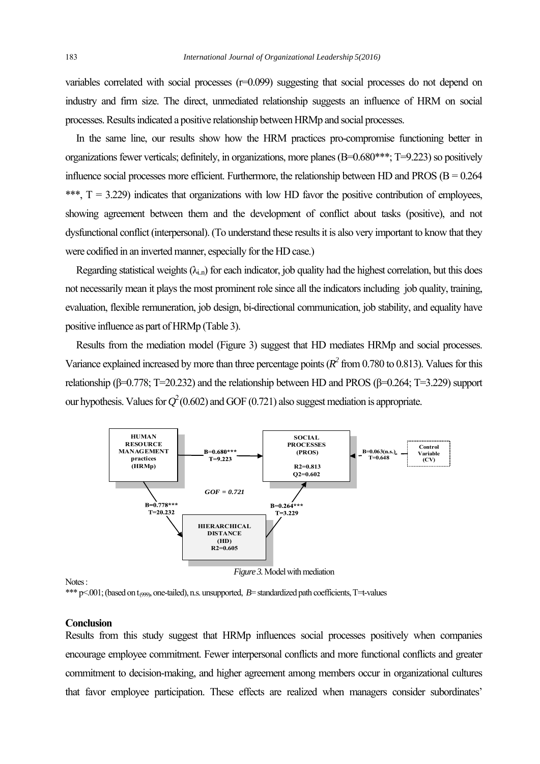variables correlated with social processes (r=0.099) suggesting that social processes do not depend on industry and firm size. The direct, unmediated relationship suggests an influence of HRM on social processes. Results indicated a positive relationship between HRMp and social processes.

In the same line, our results show how the HRM practices pro-compromise functioning better in organizations fewer verticals; definitely, in organizations, more planes (B=0.680***; T=9.223) so positively influence social processes more efficient. Furthermore, the relationship between HD and PROS (B = 0.264 ***, T = 3.229) indicates that organizations with low HD favor the positive contribution of employees, showing agreement between them and the development of conflict about tasks (positive), and not dysfunctional conflict (interpersonal). (To understand these results it is also very important to know that they were codified in an inverted manner, especially for the HD case.)

Regarding statistical weights ($\lambda_{i..n}$) for each indicator, job quality had the highest correlation, but this does not necessarily mean it plays the most prominent role since all the indicators including job quality, training, evaluation, flexible remuneration, job design, bi-directional communication, job stability, and equality have positive influence as part of HRMp (Table 3).

Results from the mediation model (Figure 3) suggest that HD mediates HRMp and social processes. Variance explained increased by more than three percentage points ($R^2$ from 0.780 to 0.813). Values for this relationship (β=0.778; T=20.232) and the relationship between HD and PROS (β=0.264; T=3.229) support our hypothesis. Values for $Q^2$ (0.602) and GOF (0.721) also suggest mediation is appropriate.

*Figure 3.* Model with mediation

Notes:
*** p<.001; (based on $t_{(999)}$, one-tailed), n.s. unsupported, *B*= standardized path coefficients, T=t-values

## Conclusion

Results from this study suggest that HRMp influences social processes positively when companies encourage employee commitment. Fewer interpersonal conflicts and more functional conflicts and greater commitment to decision-making, and higher agreement among members occur in organizational cultures that favor employee participation. These effects are realized when managers consider subordinates'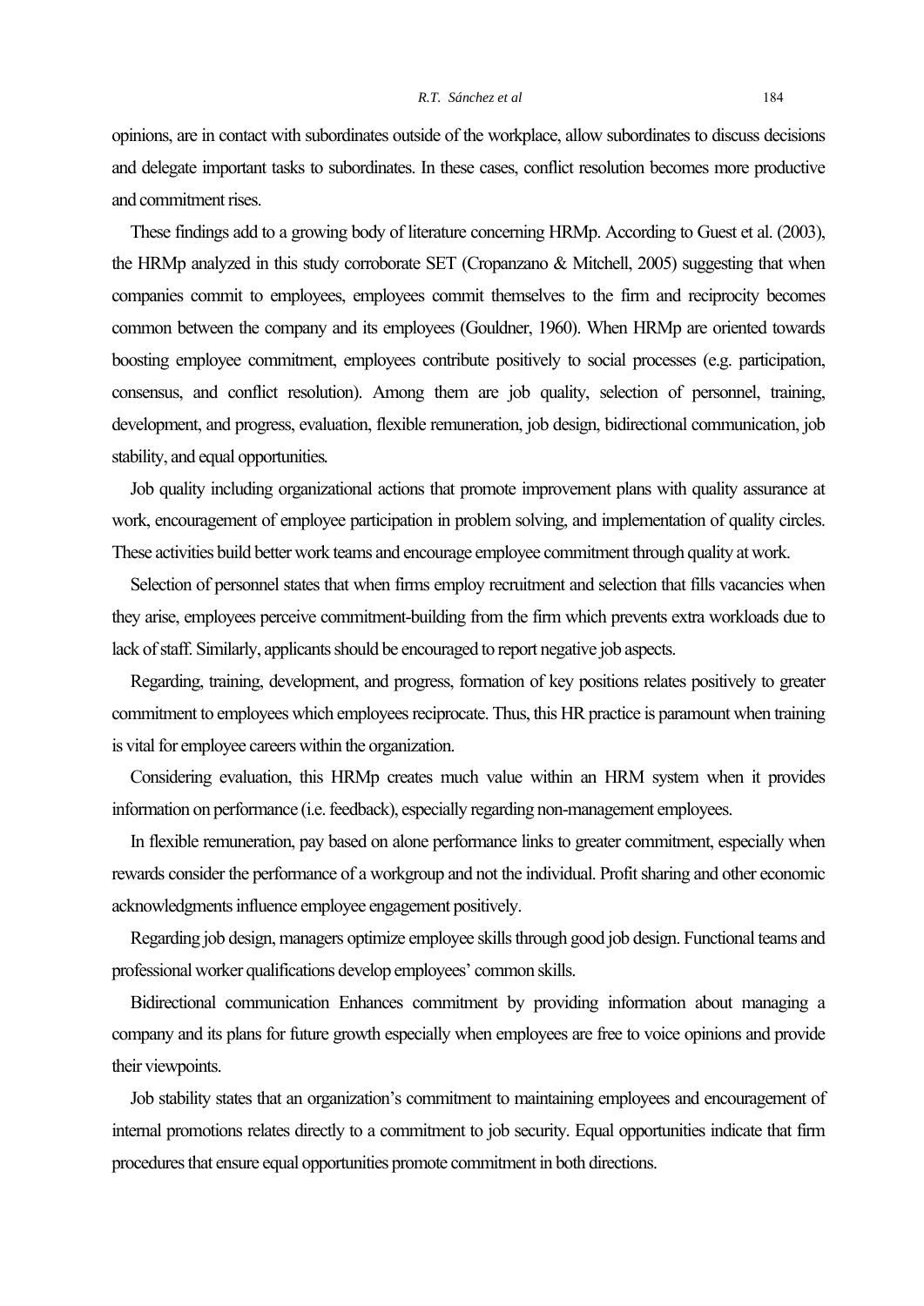opinions, are in contact with subordinates outside of the workplace, allow subordinates to discuss decisions and delegate important tasks to subordinates. In these cases, conflict resolution becomes more productive and commitment rises.

These findings add to a growing body of literature concerning HRMp. According to Guest et al. (2003), the HRMp analyzed in this study corroborate SET (Cropanzano & Mitchell, 2005) suggesting that when companies commit to employees, employees commit themselves to the firm and reciprocity becomes common between the company and its employees (Gouldner, 1960). When HRMp are oriented towards boosting employee commitment, employees contribute positively to social processes (e.g. participation, consensus, and conflict resolution). Among them are job quality, selection of personnel, training, development, and progress, evaluation, flexible remuneration, job design, bidirectional communication, job stability, and equal opportunities.

Job quality including organizational actions that promote improvement plans with quality assurance at work, encouragement of employee participation in problem solving, and implementation of quality circles. These activities build better work teams and encourage employee commitment through quality at work.

Selection of personnel states that when firms employ recruitment and selection that fills vacancies when they arise, employees perceive commitment-building from the firm which prevents extra workloads due to lack of staff. Similarly, applicants should be encouraged to report negative job aspects.

Regarding, training, development, and progress, formation of key positions relates positively to greater commitment to employees which employees reciprocate. Thus, this HR practice is paramount when training is vital for employee careers within the organization.

Considering evaluation, this HRMp creates much value within an HRM system when it provides information on performance (i.e. feedback), especially regarding non-management employees.

In flexible remuneration, pay based on alone performance links to greater commitment, especially when rewards consider the performance of a workgroup and not the individual. Profit sharing and other economic acknowledgments influence employee engagement positively.

Regarding job design, managers optimize employee skills through good job design. Functional teams and professional worker qualifications develop employees' common skills.

Bidirectional communication Enhances commitment by providing information about managing a company and its plans for future growth especially when employees are free to voice opinions and provide their viewpoints.

Job stability states that an organization's commitment to maintaining employees and encouragement of internal promotions relates directly to a commitment to job security. Equal opportunities indicate that firm procedures that ensure equal opportunities promote commitment in both directions.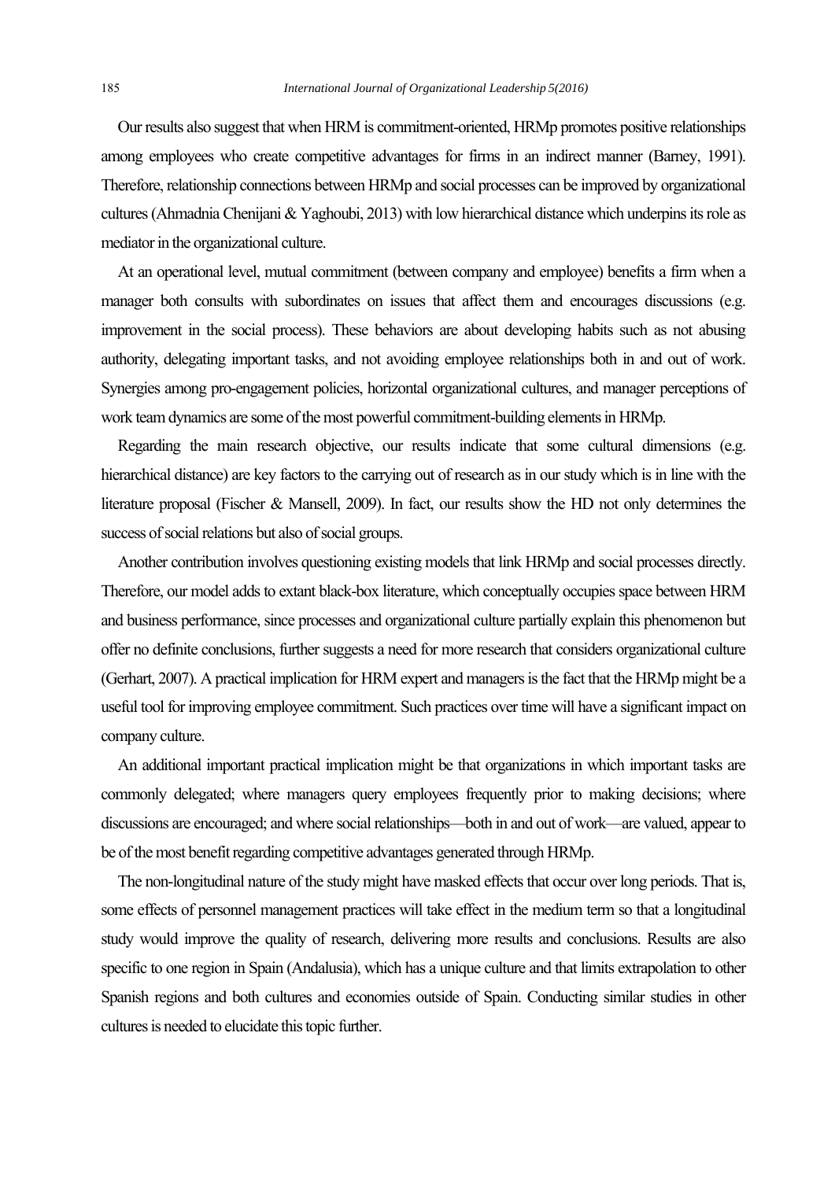Our results also suggest that when HRM is commitment-oriented, HRMp promotes positive relationships among employees who create competitive advantages for firms in an indirect manner (Barney, 1991). Therefore, relationship connections between HRMp and social processes can be improved by organizational cultures (Ahmadnia Chenijani & Yaghoubi, 2013) with low hierarchical distance which underpins its role as mediator in the organizational culture.

At an operational level, mutual commitment (between company and employee) benefits a firm when a manager both consults with subordinates on issues that affect them and encourages discussions (e.g. improvement in the social process). These behaviors are about developing habits such as not abusing authority, delegating important tasks, and not avoiding employee relationships both in and out of work. Synergies among pro-engagement policies, horizontal organizational cultures, and manager perceptions of work team dynamics are some of the most powerful commitment-building elements in HRMp.

Regarding the main research objective, our results indicate that some cultural dimensions (e.g. hierarchical distance) are key factors to the carrying out of research as in our study which is in line with the literature proposal (Fischer & Mansell, 2009). In fact, our results show the HD not only determines the success of social relations but also of social groups.

Another contribution involves questioning existing models that link HRMp and social processes directly. Therefore, our model adds to extant black-box literature, which conceptually occupies space between HRM and business performance, since processes and organizational culture partially explain this phenomenon but offer no definite conclusions, further suggests a need for more research that considers organizational culture (Gerhart, 2007). A practical implication for HRM expert and managers is the fact that the HRMp might be a useful tool for improving employee commitment. Such practices over time will have a significant impact on company culture.

An additional important practical implication might be that organizations in which important tasks are commonly delegated; where managers query employees frequently prior to making decisions; where discussions are encouraged; and where social relationships—both in and out of work—are valued, appear to be of the most benefit regarding competitive advantages generated through HRMp.

The non-longitudinal nature of the study might have masked effects that occur over long periods. That is, some effects of personnel management practices will take effect in the medium term so that a longitudinal study would improve the quality of research, delivering more results and conclusions. Results are also specific to one region in Spain (Andalusia), which has a unique culture and that limits extrapolation to other Spanish regions and both cultures and economies outside of Spain. Conducting similar studies in other cultures is needed to elucidate this topic further.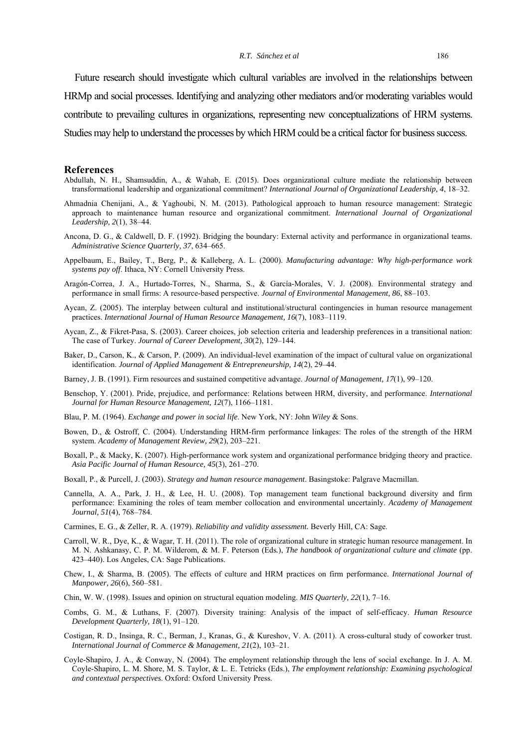Future research should investigate which cultural variables are involved in the relationships between HRMp and social processes. Identifying and analyzing other mediators and/or moderating variables would contribute to prevailing cultures in organizations, representing new conceptualizations of HRM systems. Studies may help to understand the processes by which HRM could be a critical factor for business success.

## References

Abdullah, N. H., Shamsuddin, A., & Wahab, E. (2015). Does organizational culture mediate the relationship between transformational leadership and organizational commitment? *International Journal of Organizational Leadership, 4*, 18–32.

Ahmadnia Chenijani, A., & Yaghoubi, N. M. (2013). Pathological approach to human resource management: Strategic approach to maintenance human resource and organizational commitment. *International Journal of Organizational Leadership, 2*(1), 38–44.

Ancona, D. G., & Caldwell, D. F. (1992). Bridging the boundary: External activity and performance in organizational teams. *Administrative Science Quarterly, 37*, 634–665.

Appelbaum, E., Bailey, T., Berg, P., & Kalleberg, A. L. (2000). *Manufacturing advantage: Why high-performance work systems pay off*. Ithaca, NY: Cornell University Press.

Aragón-Correa, J. A., Hurtado-Torres, N., Sharma, S., & García-Morales, V. J. (2008). Environmental strategy and performance in small firms: A resource-based perspective. *Journal of Environmental Management, 86*, 88–103.

Aycan, Z. (2005). The interplay between cultural and institutional/structural contingencies in human resource management practices. *International Journal of Human Resource Management, 16*(7), 1083–1119.

Aycan, Z., & Fikret-Pasa, S. (2003). Career choices, job selection criteria and leadership preferences in a transitional nation: The case of Turkey. *Journal of Career Development, 30*(2), 129–144.

Baker, D., Carson, K., & Carson, P. (2009). An individual-level examination of the impact of cultural value on organizational identification. *Journal of Applied Management & Entrepreneurship, 14*(2), 29–44.

Barney, J. B. (1991). Firm resources and sustained competitive advantage. *Journal of Management, 17*(1), 99–120.

Benschop, Y. (2001). Pride, prejudice, and performance: Relations between HRM, diversity, and performance. *International Journal for Human Resource Management, 12*(7), 1166–1181.

Blau, P. M. (1964). *Exchange and power in social life*. New York, NY: John *Wiley* & Sons.

Bowen, D., & Ostroff, C. (2004). Understanding HRM-firm performance linkages: The roles of the strength of the HRM system. *Academy of Management Review, 29*(2), 203–221.

Boxall, P., & Macky, K. (2007). High-performance work system and organizational performance bridging theory and practice. *Asia Pacific Journal of Human Resource, 45*(3), 261–270.

Boxall, P., & Purcell, J. (2003). *Strategy and human resource management*. Basingstoke: Palgrave Macmillan.

Cannella, A. A., Park, J. H., & Lee, H. U. (2008). Top management team functional background diversity and firm performance: Examining the roles of team member collocation and environmental uncertainly. *Academy of Management Journal, 51*(4), 768–784.

Carmines, E. G., & Zeller, R. A. (1979). *Reliability and validity assessment.* Beverly Hill, CA: Sage.

Carroll, W. R., Dye, K., & Wagar, T. H. (2011). The role of organizational culture in strategic human resource management. In M. N. Ashkanasy, C. P. M. Wilderom, & M. F. Peterson (Eds.), *The handbook of organizational culture and climate* (pp. 423–440). Los Angeles, CA: Sage Publications.

Chew, I., & Sharma, B. (2005). The effects of culture and HRM practices on firm performance. *International Journal of Manpower, 26*(6), 560–581.

Chin, W. W. (1998). Issues and opinion on structural equation modeling. *MIS Quarterly, 22*(1), 7–16.

Combs, G. M., & Luthans, F. (2007). Diversity training: Analysis of the impact of self-efficacy. *Human Resource Development Quarterly, 18*(1), 91–120.

Costigan, R. D., Insinga, R. C., Berman, J., Kranas, G., & Kureshov, V. A. (2011). A cross-cultural study of coworker trust. *International Journal of Commerce & Management, 21*(2), 103–21.

Coyle-Shapiro, J. A., & Conway, N. (2004). The employment relationship through the lens of social exchange. In J. A. M. Coyle-Shapiro, L. M. Shore, M. S. Taylor, & L. E. Tetricks (Eds.), *The employment relationship: Examining psychological and contextual perspectives*. Oxford: Oxford University Press.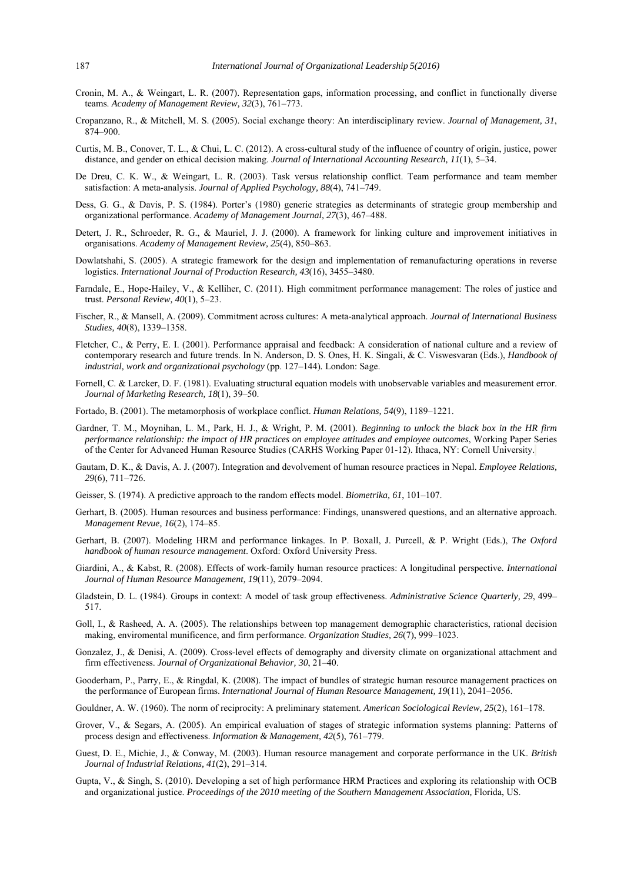Cronin, M. A., & Weingart, L. R. (2007). Representation gaps, information processing, and conflict in functionally diverse teams. *Academy of Management Review, 32*(3), 761–773.

Cropanzano, R., & Mitchell, M. S. (2005). Social exchange theory: An interdisciplinary review. *Journal of Management, 31*, 874–900.

Curtis, M. B., Conover, T. L., & Chui, L. C. (2012). A cross-cultural study of the influence of country of origin, justice, power distance, and gender on ethical decision making. *Journal of International Accounting Research, 11*(1), 5–34.

De Dreu, C. K. W., & Weingart, L. R. (2003). Task versus relationship conflict. Team performance and team member satisfaction: A meta-analysis. *Journal of Applied Psychology, 88*(4), 741–749.

Dess, G. G., & Davis, P. S. (1984). Porter's (1980) generic strategies as determinants of strategic group membership and organizational performance. *Academy of Management Journal, 27*(3), 467–488.

Detert, J. R., Schroeder, R. G., & Mauriel, J. J. (2000). A framework for linking culture and improvement initiatives in organisations. *Academy of Management Review, 25*(4), 850–863.

Dowlatshahi, S. (2005). A strategic framework for the design and implementation of remanufacturing operations in reverse logistics. *International Journal of Production Research, 43*(16), 3455–3480.

Farndale, E., Hope-Hailey, V., & Kelliher, C. (2011). High commitment performance management: The roles of justice and trust. *Personal Review, 40*(1), 5–23.

Fischer, R., & Mansell, A. (2009). Commitment across cultures: A meta-analytical approach. *Journal of International Business Studies, 40*(8), 1339–1358.

Fletcher, C., & Perry, E. I. (2001). Performance appraisal and feedback: A consideration of national culture and a review of contemporary research and future trends. In N. Anderson, D. S. Ones, H. K. Singali, & C. Viswesvaran (Eds.), *Handbook of industrial, work and organizational psychology* (pp. 127–144). London: Sage.

Fornell, C. & Larcker, D. F. (1981). Evaluating structural equation models with unobservable variables and measurement error. *Journal of Marketing Research, 18*(1), 39–50.

Fortado, B. (2001). The metamorphosis of workplace conflict. *Human Relations, 54*(9), 1189–1221.

Gardner, T. M., Moynihan, L. M., Park, H. J., & Wright, P. M. (2001). *Beginning to unlock the black box in the HR firm performance relationship: the impact of HR practices on employee attitudes and employee outcomes*, Working Paper Series of the Center for Advanced Human Resource Studies (CARHS Working Paper 01-12). Ithaca, NY: Cornell University.

Gautam, D. K., & Davis, A. J. (2007). Integration and devolvement of human resource practices in Nepal. *Employee Relations, 29*(6), 711–726.

Geisser, S. (1974). A predictive approach to the random effects model. *Biometrika, 61*, 101–107.

Gerhart, B. (2005). Human resources and business performance: Findings, unanswered questions, and an alternative approach. *Management Revue, 16*(2), 174–85.

Gerhart, B. (2007). Modeling HRM and performance linkages. In P. Boxall, J. Purcell, & P. Wright (Eds.), *The Oxford handbook of human resource management*. Oxford: Oxford University Press.

Giardini, A., & Kabst, R. (2008). Effects of work-family human resource practices: A longitudinal perspective. *International Journal of Human Resource Management, 19*(11), 2079–2094.

Gladstein, D. L. (1984). Groups in context: A model of task group effectiveness. *Administrative Science Quarterly, 29*, 499–517.

Goll, I., & Rasheed, A. A. (2005). The relationships between top management demographic characteristics, rational decision making, enviromental munificence, and firm performance. *Organization Studies, 26*(7), 999–1023.

Gonzalez, J., & Denisi, A. (2009). Cross-level effects of demography and diversity climate on organizational attachment and firm effectiveness. *Journal of Organizational Behavior, 30*, 21–40.

Gooderham, P., Parry, E., & Ringdal, K. (2008). The impact of bundles of strategic human resource management practices on the performance of European firms. *International Journal of Human Resource Management, 19*(11), 2041–2056.

Gouldner, A. W. (1960). The norm of reciprocity: A preliminary statement. *American Sociological Review, 25*(2), 161–178.

Grover, V., & Segars, A. (2005). An empirical evaluation of stages of strategic information systems planning: Patterns of process design and effectiveness. *Information & Management, 42*(5), 761–779.

Guest, D. E., Michie, J., & Conway, M. (2003). Human resource management and corporate performance in the UK. *British Journal of Industrial Relations, 41*(2), 291–314.

Gupta, V., & Singh, S. (2010). Developing a set of high performance HRM Practices and exploring its relationship with OCB and organizational justice. *Proceedings of the 2010 meeting of the Southern Management Association,* Florida, US.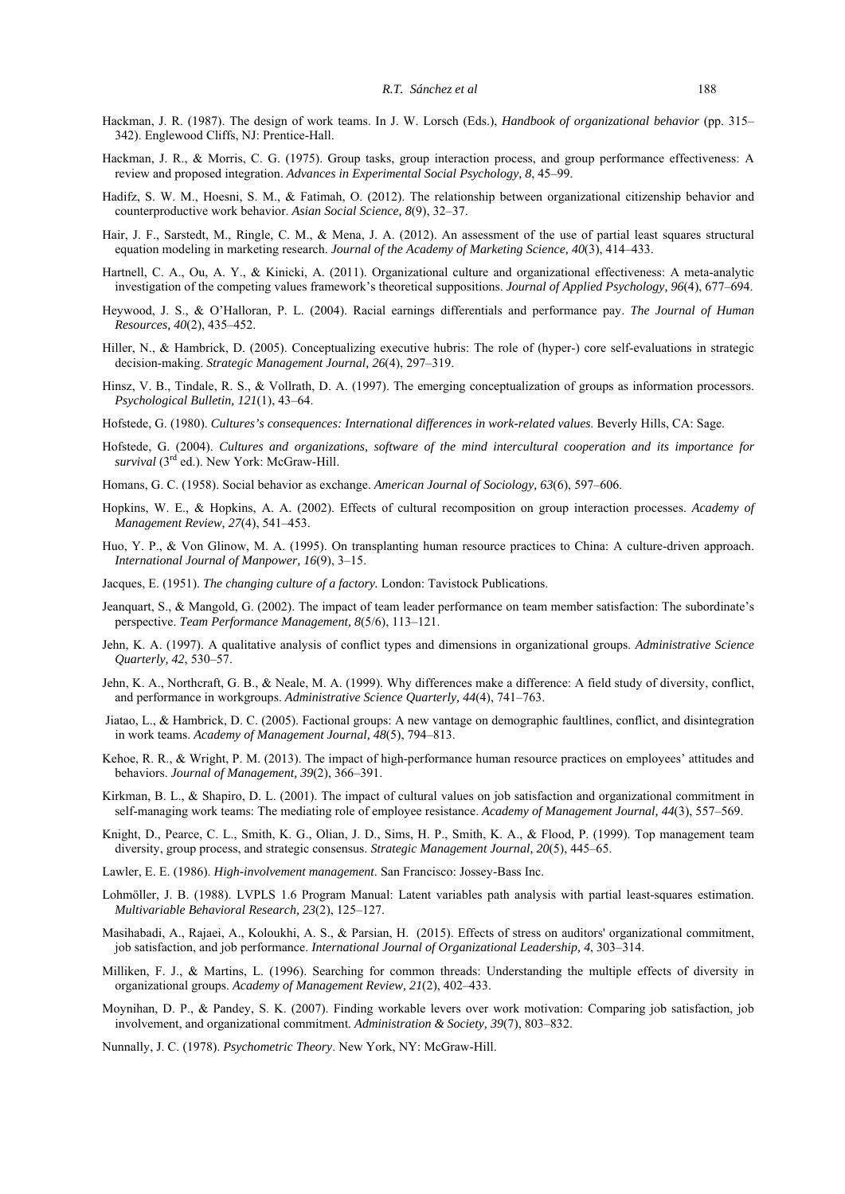Hackman, J. R. (1987). The design of work teams. In J. W. Lorsch (Eds.), *Handbook of organizational behavior* (pp. 315–342). Englewood Cliffs, NJ: Prentice-Hall.

Hackman, J. R., & Morris, C. G. (1975). Group tasks, group interaction process, and group performance effectiveness: A review and proposed integration. *Advances in Experimental Social Psychology, 8*, 45–99.

Hadifz, S. W. M., Hoesni, S. M., & Fatimah, O. (2012). The relationship between organizational citizenship behavior and counterproductive work behavior. *Asian Social Science, 8*(9), 32–37.

Hair, J. F., Sarstedt, M., Ringle, C. M., & Mena, J. A. (2012). An assessment of the use of partial least squares structural equation modeling in marketing research. *Journal of the Academy of Marketing Science, 40*(3), 414–433.

Hartnell, C. A., Ou, A. Y., & Kinicki, A. (2011). Organizational culture and organizational effectiveness: A meta-analytic investigation of the competing values framework's theoretical suppositions. *Journal of Applied Psychology, 96*(4), 677–694.

Heywood, J. S., & O'Halloran, P. L. (2004). Racial earnings differentials and performance pay. *The Journal of Human Resources, 40*(2), 435–452.

Hiller, N., & Hambrick, D. (2005). Conceptualizing executive hubris: The role of (hyper-) core self-evaluations in strategic decision-making. *Strategic Management Journal, 26*(4), 297–319.

Hinsz, V. B., Tindale, R. S., & Vollrath, D. A. (1997). The emerging conceptualization of groups as information processors. *Psychological Bulletin, 121*(1), 43–64.

Hofstede, G. (1980). *Cultures's consequences: International differences in work-related values*. Beverly Hills, CA: Sage.

Hofstede, G. (2004). *Cultures and organizations, software of the mind intercultural cooperation and its importance for survival* (3rd ed.). New York: McGraw-Hill.

Homans, G. C. (1958). Social behavior as exchange. *American Journal of Sociology, 63*(6), 597–606.

Hopkins, W. E., & Hopkins, A. A. (2002). Effects of cultural recomposition on group interaction processes. *Academy of Management Review, 27*(4), 541–453.

Huo, Y. P., & Von Glinow, M. A. (1995). On transplanting human resource practices to China: A culture-driven approach. *International Journal of Manpower, 16*(9), 3–15.

Jacques, E. (1951). *The changing culture of a factory.* London: Tavistock Publications.

Jeanquart, S., & Mangold, G. (2002). The impact of team leader performance on team member satisfaction: The subordinate's perspective. *Team Performance Management, 8*(5/6), 113–121.

Jehn, K. A. (1997). A qualitative analysis of conflict types and dimensions in organizational groups. *Administrative Science Quarterly, 42*, 530–57.

Jehn, K. A., Northcraft, G. B., & Neale, M. A. (1999). Why differences make a difference: A field study of diversity, conflict, and performance in workgroups. *Administrative Science Quarterly, 44*(4), 741–763.

Jiatao, L., & Hambrick, D. C. (2005). Factional groups: A new vantage on demographic faultlines, conflict, and disintegration in work teams. *Academy of Management Journal, 48*(5), 794–813.

Kehoe, R. R., & Wright, P. M. (2013). The impact of high-performance human resource practices on employees' attitudes and behaviors. *Journal of Management, 39*(2), 366–391.

Kirkman, B. L., & Shapiro, D. L. (2001). The impact of cultural values on job satisfaction and organizational commitment in self-managing work teams: The mediating role of employee resistance. *Academy of Management Journal, 44*(3), 557–569.

Knight, D., Pearce, C. L., Smith, K. G., Olian, J. D., Sims, H. P., Smith, K. A., & Flood, P. (1999). Top management team diversity, group process, and strategic consensus. *Strategic Management Journal, 20*(5), 445–65.

Lawler, E. E. (1986). *High-involvement management*. San Francisco: Jossey-Bass Inc.

Lohmöller, J. B. (1988). LVPLS 1.6 Program Manual: Latent variables path analysis with partial least-squares estimation. *Multivariable Behavioral Research, 23*(2), 125–127.

Masihabadi, A., Rajaei, A., Koloukhi, A. S., & Parsian, H. (2015). Effects of stress on auditors' organizational commitment, job satisfaction, and job performance. *International Journal of Organizational Leadership, 4*, 303–314.

Milliken, F. J., & Martins, L. (1996). Searching for common threads: Understanding the multiple effects of diversity in organizational groups. *Academy of Management Review, 21*(2), 402–433.

Moynihan, D. P., & Pandey, S. K. (2007). Finding workable levers over work motivation: Comparing job satisfaction, job involvement, and organizational commitment. *Administration & Society, 39*(7), 803–832.

Nunnally, J. C. (1978). *Psychometric Theory*. New York, NY: McGraw-Hill.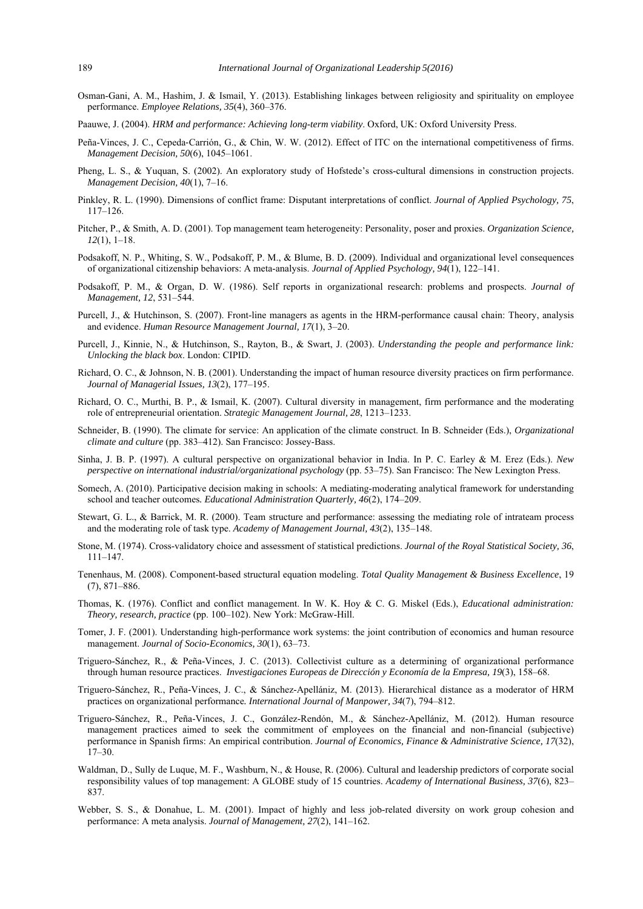Osman-Gani, A. M., Hashim, J. & Ismail, Y. (2013). Establishing linkages between religiosity and spirituality on employee performance. *Employee Relations, 35*(4), 360–376.

Paauwe, J. (2004). *HRM and performance: Achieving long-term viability*. Oxford, UK: Oxford University Press.

Peña-Vinces, J. C., Cepeda-Carrión, G., & Chin, W. W. (2012). Effect of ITC on the international competitiveness of firms. *Management Decision, 50*(6), 1045–1061.

Pheng, L. S., & Yuquan, S. (2002). An exploratory study of Hofstede's cross-cultural dimensions in construction projects. *Management Decision, 40*(1), 7–16.

Pinkley, R. L. (1990). Dimensions of conflict frame: Disputant interpretations of conflict. *Journal of Applied Psychology, 75*, 117–126.

Pitcher, P., & Smith, A. D. (2001). Top management team heterogeneity: Personality, poser and proxies. *Organization Science, 12*(1), 1–18.

Podsakoff, N. P., Whiting, S. W., Podsakoff, P. M., & Blume, B. D. (2009). Individual and organizational level consequences of organizational citizenship behaviors: A meta-analysis. *Journal of Applied Psychology, 94*(1), 122–141.

Podsakoff, P. M., & Organ, D. W. (1986). Self reports in organizational research: problems and prospects. *Journal of Management, 12*, 531–544.

Purcell, J., & Hutchinson, S. (2007). Front-line managers as agents in the HRM-performance causal chain: Theory, analysis and evidence. *Human Resource Management Journal, 17*(1), 3–20.

Purcell, J., Kinnie, N., & Hutchinson, S., Rayton, B., & Swart, J. (2003). *Understanding the people and performance link: Unlocking the black box*. London: CIPID.

Richard, O. C., & Johnson, N. B. (2001). Understanding the impact of human resource diversity practices on firm performance. *Journal of Managerial Issues, 13*(2), 177–195.

Richard, O. C., Murthi, B. P., & Ismail, K. (2007). Cultural diversity in management, firm performance and the moderating role of entrepreneurial orientation. *Strategic Management Journal, 28*, 1213–1233.

Schneider, B. (1990). The climate for service: An application of the climate construct. In B. Schneider (Eds.), *Organizational climate and culture* (pp. 383–412). San Francisco: Jossey-Bass.

Sinha, J. B. P. (1997). A cultural perspective on organizational behavior in India. In P. C. Earley & M. Erez (Eds.). *New perspective on international industrial/organizational psychology* (pp. 53–75). San Francisco: The New Lexington Press.

Somech, A. (2010). Participative decision making in schools: A mediating-moderating analytical framework for understanding school and teacher outcomes. *Educational Administration Quarterly, 46*(2), 174–209.

Stewart, G. L., & Barrick, M. R. (2000). Team structure and performance: assessing the mediating role of intrateam process and the moderating role of task type. *Academy of Management Journal, 43*(2), 135–148.

Stone, M. (1974). Cross-validatory choice and assessment of statistical predictions. *Journal of the Royal Statistical Society, 36*, 111–147.

Tenenhaus, M. (2008). Component-based structural equation modeling. *Total Quality Management & Business Excellence*, 19 (7), 871–886.

Thomas, K. (1976). Conflict and conflict management. In W. K. Hoy & C. G. Miskel (Eds.), *Educational administration: Theory, research, practice* (pp. 100–102). New York: McGraw-Hill.

Tomer, J. F. (2001). Understanding high-performance work systems: the joint contribution of economics and human resource management. *Journal of Socio-Economics, 30*(1), 63–73.

Triguero-Sánchez, R., & Peña-Vinces, J. C. (2013). Collectivist culture as a determining of organizational performance through human resource practices. *Investigaciones Europeas de Dirección y Economía de la Empresa, 19*(3), 158–68.

Triguero-Sánchez, R., Peña-Vinces, J. C., & Sánchez-Apellániz, M. (2013). Hierarchical distance as a moderator of HRM practices on organizational performance*. International Journal of Manpower, 34*(7), 794–812.

Triguero-Sánchez, R., Peña-Vinces, J. C., González-Rendón, M., & Sánchez-Apellániz, M. (2012). Human resource management practices aimed to seek the commitment of employees on the financial and non-financial (subjective) performance in Spanish firms: An empirical contribution. *Journal of Economics, Finance & Administrative Science, 17*(32), 17–30.

Waldman, D., Sully de Luque, M. F., Washburn, N., & House, R. (2006). Cultural and leadership predictors of corporate social responsibility values of top management: A GLOBE study of 15 countries. *Academy of International Business, 37*(6), 823–837.

Webber, S. S., & Donahue, L. M. (2001). Impact of highly and less job-related diversity on work group cohesion and performance: A meta analysis. *Journal of Management, 27*(2), 141–162.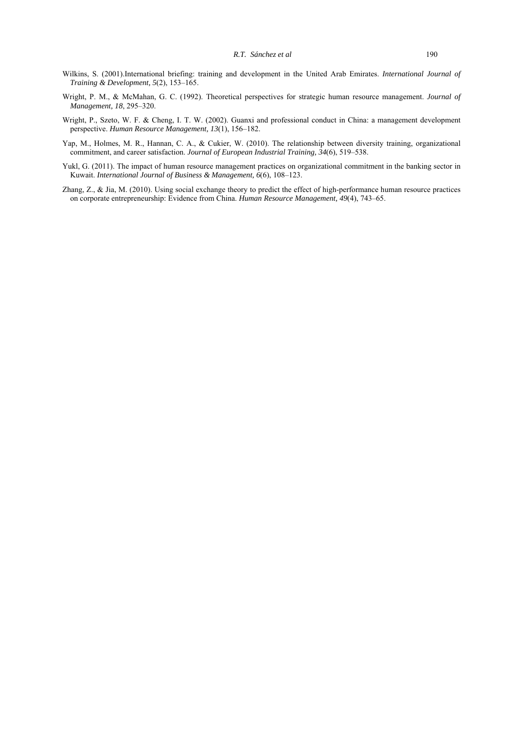Wilkins, S. (2001).International briefing: training and development in the United Arab Emirates. *International Journal of Training & Development, 5*(2), 153–165.

Wright, P. M., & McMahan, G. C. (1992). Theoretical perspectives for strategic human resource management. *Journal of Management, 18*, 295–320.

Wright, P., Szeto, W. F. & Cheng, I. T. W. (2002). Guanxi and professional conduct in China: a management development perspective. *Human Resource Management, 13*(1), 156–182.

Yap, M., Holmes, M. R., Hannan, C. A., & Cukier, W. (2010). The relationship between diversity training, organizational commitment, and career satisfaction. *Journal of European Industrial Training, 34*(6), 519–538.

Yukl, G. (2011). The impact of human resource management practices on organizational commitment in the banking sector in Kuwait. *International Journal of Business & Management, 6*(6), 108–123.

Zhang, Z., & Jia, M. (2010). Using social exchange theory to predict the effect of high-performance human resource practices on corporate entrepreneurship: Evidence from China. *Human Resource Management, 49*(4), 743–65.